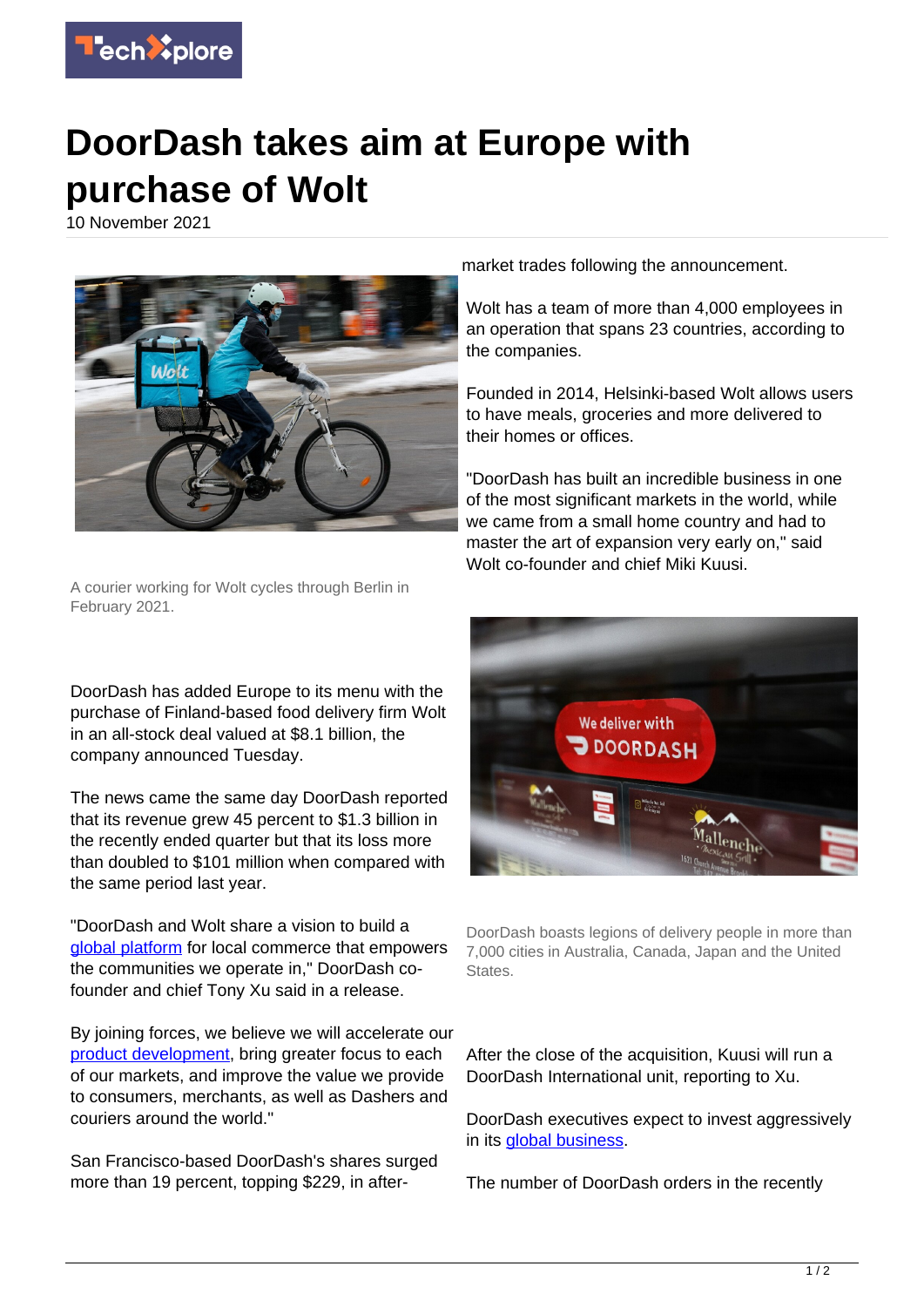# DoorDash takes aim at Europe with purchase of Wolt

10 November 2021

A courier working for Wolt cycles through Berlin in February 2021.

DoorDash has added Europe to its menu with the purchase of Finland-based food delivery firm Wolt in an all-stock deal valued at $8.1 billion, the company announced Tuesday.

The news came the same day DoorDash reported that its revenue grew 45 percent to $1.3 billion in the recently ended quarter but that its loss more than doubled to $101 million when compared with the same period last year.

"DoorDash and Wolt share a vision to build a global platform for local commerce that empowers the communities we operate in," DoorDash co-founder and chief Tony Xu said in a release.

By joining forces, we believe we will accelerate our product development, bring greater focus to each of our markets, and improve the value we provide to consumers, merchants, as well as Dashers and couriers around the world."

San Francisco-based DoorDash's shares surged more than 19 percent, topping $229, in after-market trades following the announcement.

Wolt has a team of more than 4,000 employees in an operation that spans 23 countries, according to the companies.

Founded in 2014, Helsinki-based Wolt allows users to have meals, groceries and more delivered to their homes or offices.

"DoorDash has built an incredible business in one of the most significant markets in the world, while we came from a small home country and had to master the art of expansion very early on," said Wolt co-founder and chief Miki Kuusi.

DoorDash boasts legions of delivery people in more than 7,000 cities in Australia, Canada, Japan and the United States.

After the close of the acquisition, Kuusi will run a DoorDash International unit, reporting to Xu.

DoorDash executives expect to invest aggressively in its global business.

The number of DoorDash orders in the recently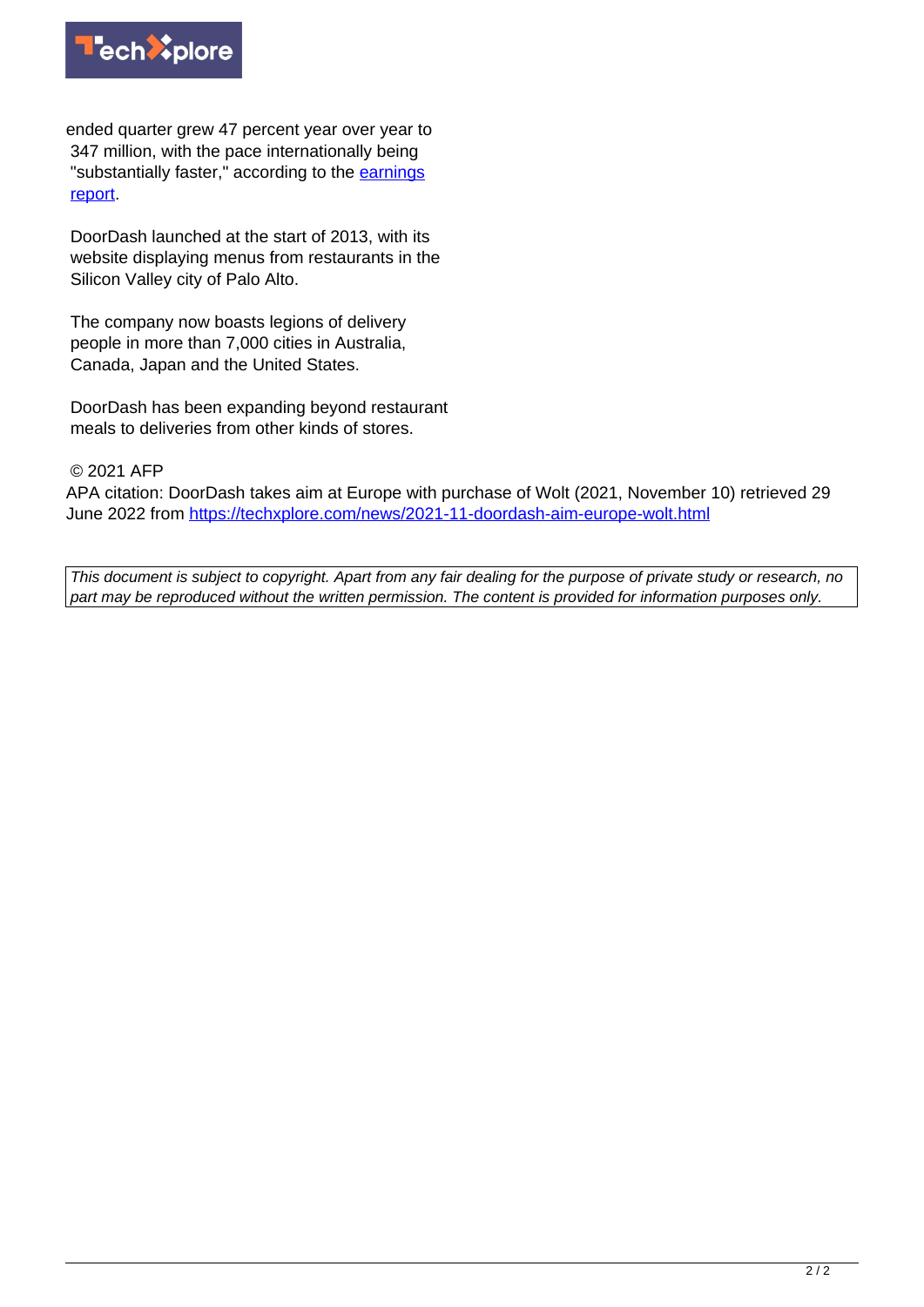ended quarter grew 47 percent year over year to 347 million, with the pace internationally being "substantially faster," according to the earnings report.

DoorDash launched at the start of 2013, with its website displaying menus from restaurants in the Silicon Valley city of Palo Alto.

The company now boasts legions of delivery people in more than 7,000 cities in Australia, Canada, Japan and the United States.

DoorDash has been expanding beyond restaurant meals to deliveries from other kinds of stores.

© 2021 AFP

APA citation: DoorDash takes aim at Europe with purchase of Wolt (2021, November 10) retrieved 29 June 2022 from https://techxplore.com/news/2021-11-doordash-aim-europe-wolt.html

*This document is subject to copyright. Apart from any fair dealing for the purpose of private study or research, no part may be reproduced without the written permission. The content is provided for information purposes only.*